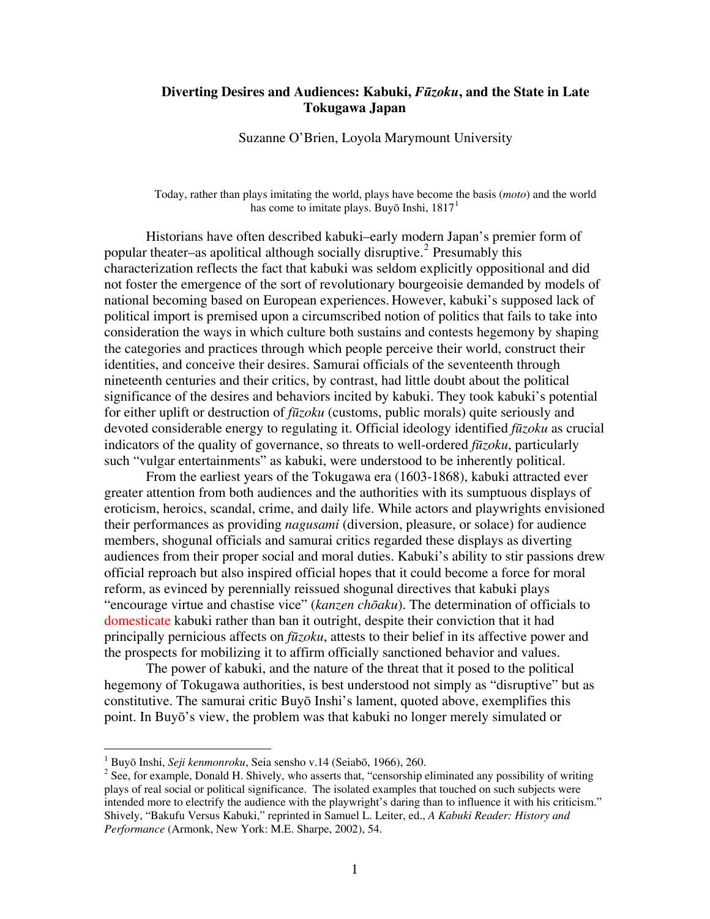# Diverting Desires and Audiences: Kabuki, *Fūzoku*, and the State in Late Tokugawa Japan

Suzanne O'Brien, Loyola Marymount University

> Today, rather than plays imitating the world, plays have become the basis (*moto*) and the world has come to imitate plays. Buyō Inshi, 1817[1]

Historians have often described kabuki–early modern Japan's premier form of popular theater–as apolitical although socially disruptive.[2] Presumably this characterization reflects the fact that kabuki was seldom explicitly oppositional and did not foster the emergence of the sort of revolutionary bourgeoisie demanded by models of national becoming based on European experiences. However, kabuki's supposed lack of political import is premised upon a circumscribed notion of politics that fails to take into consideration the ways in which culture both sustains and contests hegemony by shaping the categories and practices through which people perceive their world, construct their identities, and conceive their desires. Samurai officials of the seventeenth through nineteenth centuries and their critics, by contrast, had little doubt about the political significance of the desires and behaviors incited by kabuki. They took kabuki's potential for either uplift or destruction of *fūzoku* (customs, public morals) quite seriously and devoted considerable energy to regulating it. Official ideology identified *fūzoku* as crucial indicators of the quality of governance, so threats to well-ordered *fūzoku*, particularly such "vulgar entertainments" as kabuki, were understood to be inherently political.

From the earliest years of the Tokugawa era (1603-1868), kabuki attracted ever greater attention from both audiences and the authorities with its sumptuous displays of eroticism, heroics, scandal, crime, and daily life. While actors and playwrights envisioned their performances as providing *nagusami* (diversion, pleasure, or solace) for audience members, shogunal officials and samurai critics regarded these displays as diverting audiences from their proper social and moral duties. Kabuki's ability to stir passions drew official reproach but also inspired official hopes that it could become a force for moral reform, as evinced by perennially reissued shogunal directives that kabuki plays "encourage virtue and chastise vice" (*kanzen chōaku*). The determination of officials to domesticate kabuki rather than ban it outright, despite their conviction that it had principally pernicious affects on *fūzoku*, attests to their belief in its affective power and the prospects for mobilizing it to affirm officially sanctioned behavior and values.

The power of kabuki, and the nature of the threat that it posed to the political hegemony of Tokugawa authorities, is best understood not simply as "disruptive" but as constitutive. The samurai critic Buyō Inshi's lament, quoted above, exemplifies this point. In Buyō's view, the problem was that kabuki no longer merely simulated or

---

[1] Buyō Inshi, *Seji kenmonroku*, Seia sensho v.14 (Seiabō, 1966), 260.

[2] See, for example, Donald H. Shively, who asserts that, "censorship eliminated any possibility of writing plays of real social or political significance. The isolated examples that touched on such subjects were intended more to electrify the audience with the playwright's daring than to influence it with his criticism." Shively, "Bakufu Versus Kabuki," reprinted in Samuel L. Leiter, ed., *A Kabuki Reader: History and Performance* (Armonk, New York: M.E. Sharpe, 2002), 54.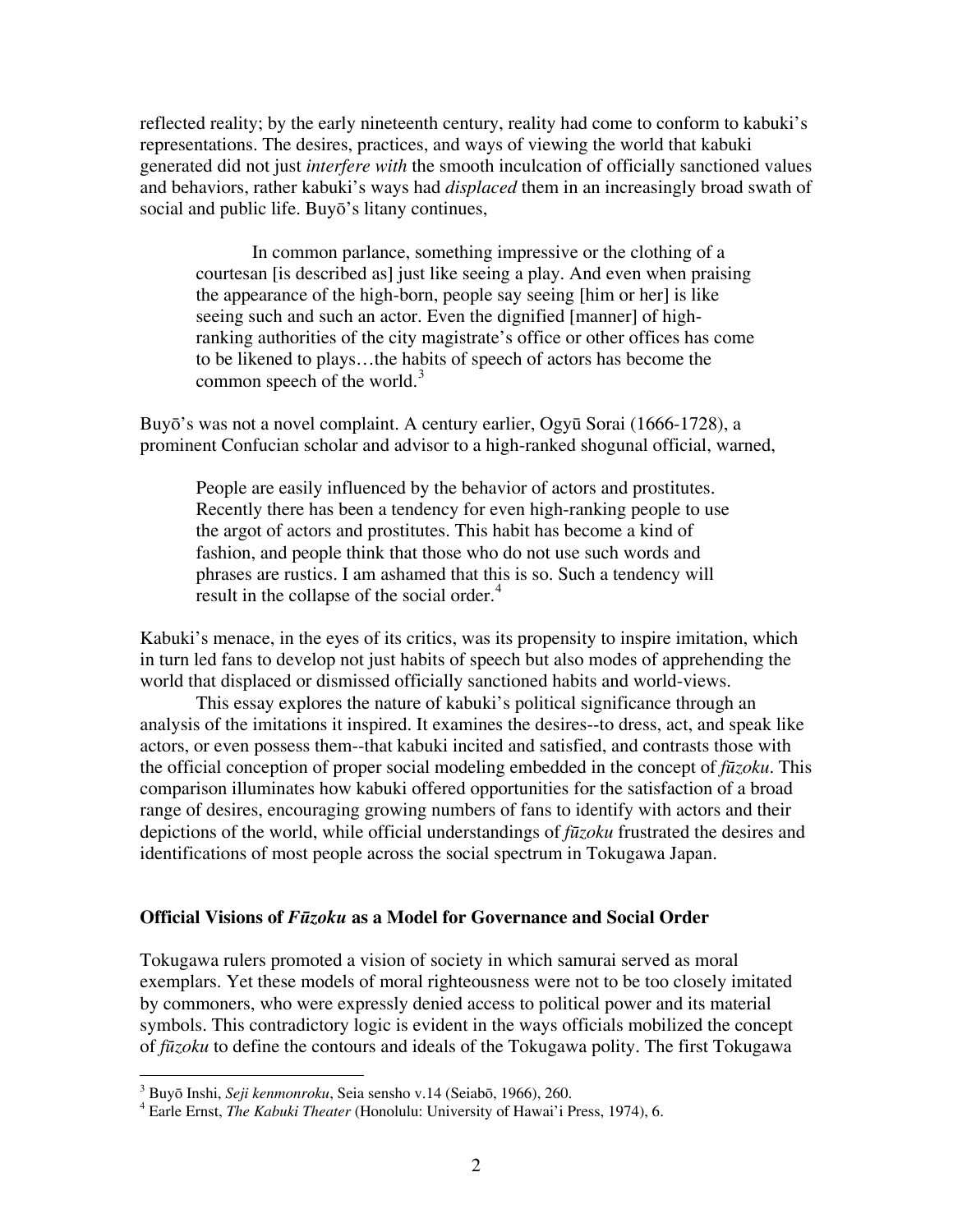reflected reality; by the early nineteenth century, reality had come to conform to kabuki's representations. The desires, practices, and ways of viewing the world that kabuki generated did not just *interfere with* the smooth inculcation of officially sanctioned values and behaviors, rather kabuki's ways had *displaced* them in an increasingly broad swath of social and public life. Buyō's litany continues,

> In common parlance, something impressive or the clothing of a courtesan [is described as] just like seeing a play. And even when praising the appearance of the high-born, people say seeing [him or her] is like seeing such and such an actor. Even the dignified [manner] of high-ranking authorities of the city magistrate's office or other offices has come to be likened to plays…the habits of speech of actors has become the common speech of the world.[3]

Buyō's was not a novel complaint. A century earlier, Ogyū Sorai (1666-1728), a prominent Confucian scholar and advisor to a high-ranked shogunal official, warned,

> People are easily influenced by the behavior of actors and prostitutes. Recently there has been a tendency for even high-ranking people to use the argot of actors and prostitutes. This habit has become a kind of fashion, and people think that those who do not use such words and phrases are rustics. I am ashamed that this is so. Such a tendency will result in the collapse of the social order.[4]

Kabuki's menace, in the eyes of its critics, was its propensity to inspire imitation, which in turn led fans to develop not just habits of speech but also modes of apprehending the world that displaced or dismissed officially sanctioned habits and world-views.

This essay explores the nature of kabuki's political significance through an analysis of the imitations it inspired. It examines the desires--to dress, act, and speak like actors, or even possess them--that kabuki incited and satisfied, and contrasts those with the official conception of proper social modeling embedded in the concept of *fūzoku*. This comparison illuminates how kabuki offered opportunities for the satisfaction of a broad range of desires, encouraging growing numbers of fans to identify with actors and their depictions of the world, while official understandings of *fūzoku* frustrated the desires and identifications of most people across the social spectrum in Tokugawa Japan.

## Official Visions of *Fūzoku* as a Model for Governance and Social Order

Tokugawa rulers promoted a vision of society in which samurai served as moral exemplars. Yet these models of moral righteousness were not to be too closely imitated by commoners, who were expressly denied access to political power and its material symbols. This contradictory logic is evident in the ways officials mobilized the concept of *fūzoku* to define the contours and ideals of the Tokugawa polity. The first Tokugawa

---

[3] Buyō Inshi, *Seji kenmonroku*, Seia sensho v.14 (Seiabō, 1966), 260.

[4] Earle Ernst, *The Kabuki Theater* (Honolulu: University of Hawai'i Press, 1974), 6.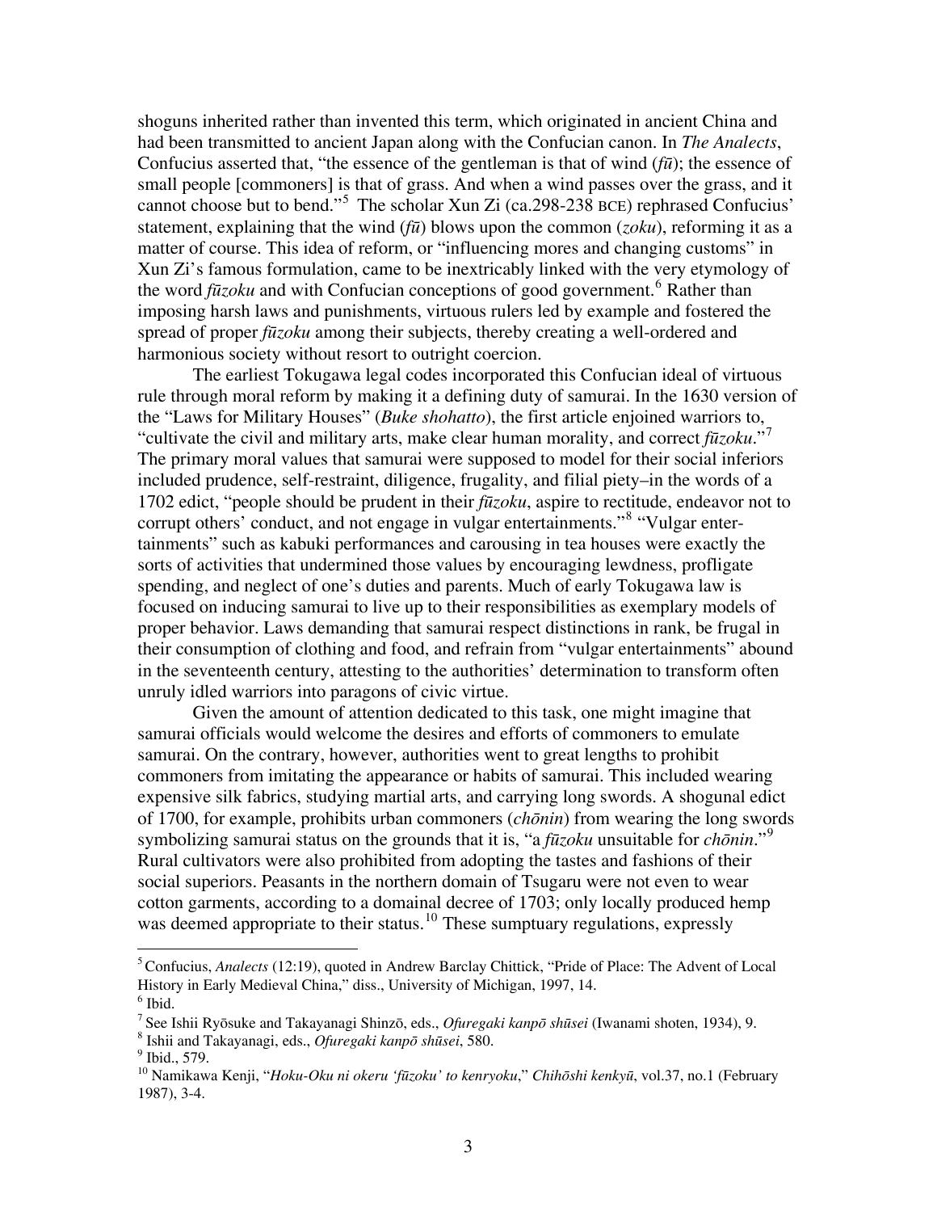shoguns inherited rather than invented this term, which originated in ancient China and had been transmitted to ancient Japan along with the Confucian canon. In *The Analects*, Confucius asserted that, "the essence of the gentleman is that of wind (*fū*); the essence of small people [commoners] is that of grass. And when a wind passes over the grass, and it cannot choose but to bend."[5] The scholar Xun Zi (ca.298-238 BCE) rephrased Confucius' statement, explaining that the wind (*fū*) blows upon the common (*zoku*), reforming it as a matter of course. This idea of reform, or "influencing mores and changing customs" in Xun Zi's famous formulation, came to be inextricably linked with the very etymology of the word *fūzoku* and with Confucian conceptions of good government.[6] Rather than imposing harsh laws and punishments, virtuous rulers led by example and fostered the spread of proper *fūzoku* among their subjects, thereby creating a well-ordered and harmonious society without resort to outright coercion.

The earliest Tokugawa legal codes incorporated this Confucian ideal of virtuous rule through moral reform by making it a defining duty of samurai. In the 1630 version of the "Laws for Military Houses" (*Buke shohatto*), the first article enjoined warriors to, "cultivate the civil and military arts, make clear human morality, and correct *fūzoku*."[7] The primary moral values that samurai were supposed to model for their social inferiors included prudence, self-restraint, diligence, frugality, and filial piety–in the words of a 1702 edict, "people should be prudent in their *fūzoku*, aspire to rectitude, endeavor not to corrupt others' conduct, and not engage in vulgar entertainments."[8] "Vulgar entertainments" such as kabuki performances and carousing in tea houses were exactly the sorts of activities that undermined those values by encouraging lewdness, profligate spending, and neglect of one's duties and parents. Much of early Tokugawa law is focused on inducing samurai to live up to their responsibilities as exemplary models of proper behavior. Laws demanding that samurai respect distinctions in rank, be frugal in their consumption of clothing and food, and refrain from "vulgar entertainments" abound in the seventeenth century, attesting to the authorities' determination to transform often unruly idled warriors into paragons of civic virtue.

Given the amount of attention dedicated to this task, one might imagine that samurai officials would welcome the desires and efforts of commoners to emulate samurai. On the contrary, however, authorities went to great lengths to prohibit commoners from imitating the appearance or habits of samurai. This included wearing expensive silk fabrics, studying martial arts, and carrying long swords. A shogunal edict of 1700, for example, prohibits urban commoners (*chōnin*) from wearing the long swords symbolizing samurai status on the grounds that it is, "a *fūzoku* unsuitable for *chōnin*."[9] Rural cultivators were also prohibited from adopting the tastes and fashions of their social superiors. Peasants in the northern domain of Tsugaru were not even to wear cotton garments, according to a domainal decree of 1703; only locally produced hemp was deemed appropriate to their status.[10] These sumptuary regulations, expressly

---

[5] Confucius, *Analects* (12:19), quoted in Andrew Barclay Chittick, "Pride of Place: The Advent of Local History in Early Medieval China," diss., University of Michigan, 1997, 14.

[6] Ibid.

[7] See Ishii Ryōsuke and Takayanagi Shinzō, eds., *Ofuregaki kanpō shūsei* (Iwanami shoten, 1934), 9.

[8] Ishii and Takayanagi, eds., *Ofuregaki kanpō shūsei*, 580.

[9] Ibid., 579.

[10] Namikawa Kenji, "*Hoku-Oku ni okeru 'fūzoku' to kenryoku*," *Chihōshi kenkyū*, vol.37, no.1 (February 1987), 3-4.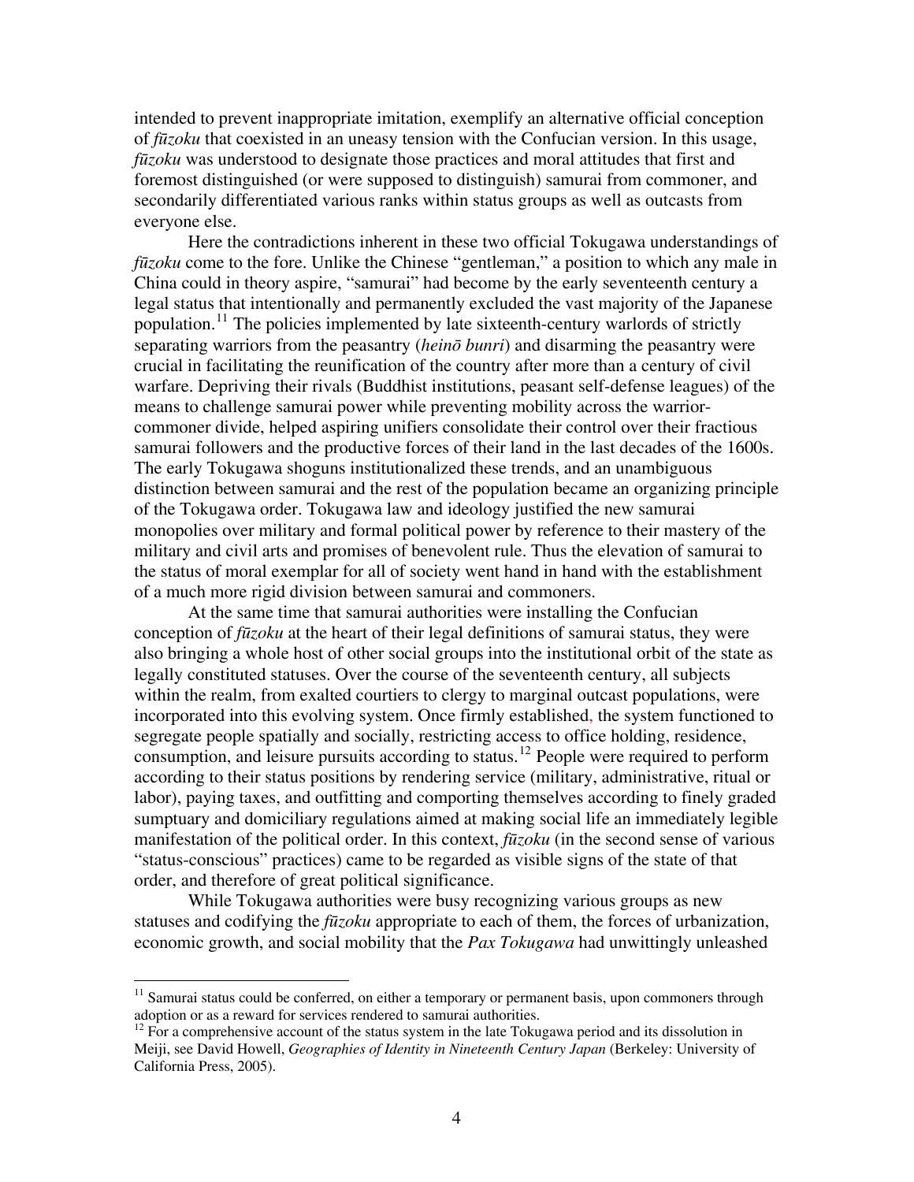intended to prevent inappropriate imitation, exemplify an alternative official conception of *fūzoku* that coexisted in an uneasy tension with the Confucian version. In this usage, *fūzoku* was understood to designate those practices and moral attitudes that first and foremost distinguished (or were supposed to distinguish) samurai from commoner, and secondarily differentiated various ranks within status groups as well as outcasts from everyone else.

Here the contradictions inherent in these two official Tokugawa understandings of *fūzoku* come to the fore. Unlike the Chinese "gentleman," a position to which any male in China could in theory aspire, "samurai" had become by the early seventeenth century a legal status that intentionally and permanently excluded the vast majority of the Japanese population.[11] The policies implemented by late sixteenth-century warlords of strictly separating warriors from the peasantry (*heinō bunri*) and disarming the peasantry were crucial in facilitating the reunification of the country after more than a century of civil warfare. Depriving their rivals (Buddhist institutions, peasant self-defense leagues) of the means to challenge samurai power while preventing mobility across the warrior-commoner divide, helped aspiring unifiers consolidate their control over their fractious samurai followers and the productive forces of their land in the last decades of the 1600s. The early Tokugawa shoguns institutionalized these trends, and an unambiguous distinction between samurai and the rest of the population became an organizing principle of the Tokugawa order. Tokugawa law and ideology justified the new samurai monopolies over military and formal political power by reference to their mastery of the military and civil arts and promises of benevolent rule. Thus the elevation of samurai to the status of moral exemplar for all of society went hand in hand with the establishment of a much more rigid division between samurai and commoners.

At the same time that samurai authorities were installing the Confucian conception of *fūzoku* at the heart of their legal definitions of samurai status, they were also bringing a whole host of other social groups into the institutional orbit of the state as legally constituted statuses. Over the course of the seventeenth century, all subjects within the realm, from exalted courtiers to clergy to marginal outcast populations, were incorporated into this evolving system. Once firmly established, the system functioned to segregate people spatially and socially, restricting access to office holding, residence, consumption, and leisure pursuits according to status.[12] People were required to perform according to their status positions by rendering service (military, administrative, ritual or labor), paying taxes, and outfitting and comporting themselves according to finely graded sumptuary and domiciliary regulations aimed at making social life an immediately legible manifestation of the political order. In this context, *fūzoku* (in the second sense of various "status-conscious" practices) came to be regarded as visible signs of the state of that order, and therefore of great political significance.

While Tokugawa authorities were busy recognizing various groups as new statuses and codifying the *fūzoku* appropriate to each of them, the forces of urbanization, economic growth, and social mobility that the *Pax Tokugawa* had unwittingly unleashed

---

[11] Samurai status could be conferred, on either a temporary or permanent basis, upon commoners through adoption or as a reward for services rendered to samurai authorities.

[12] For a comprehensive account of the status system in the late Tokugawa period and its dissolution in Meiji, see David Howell, *Geographies of Identity in Nineteenth Century Japan* (Berkeley: University of California Press, 2005).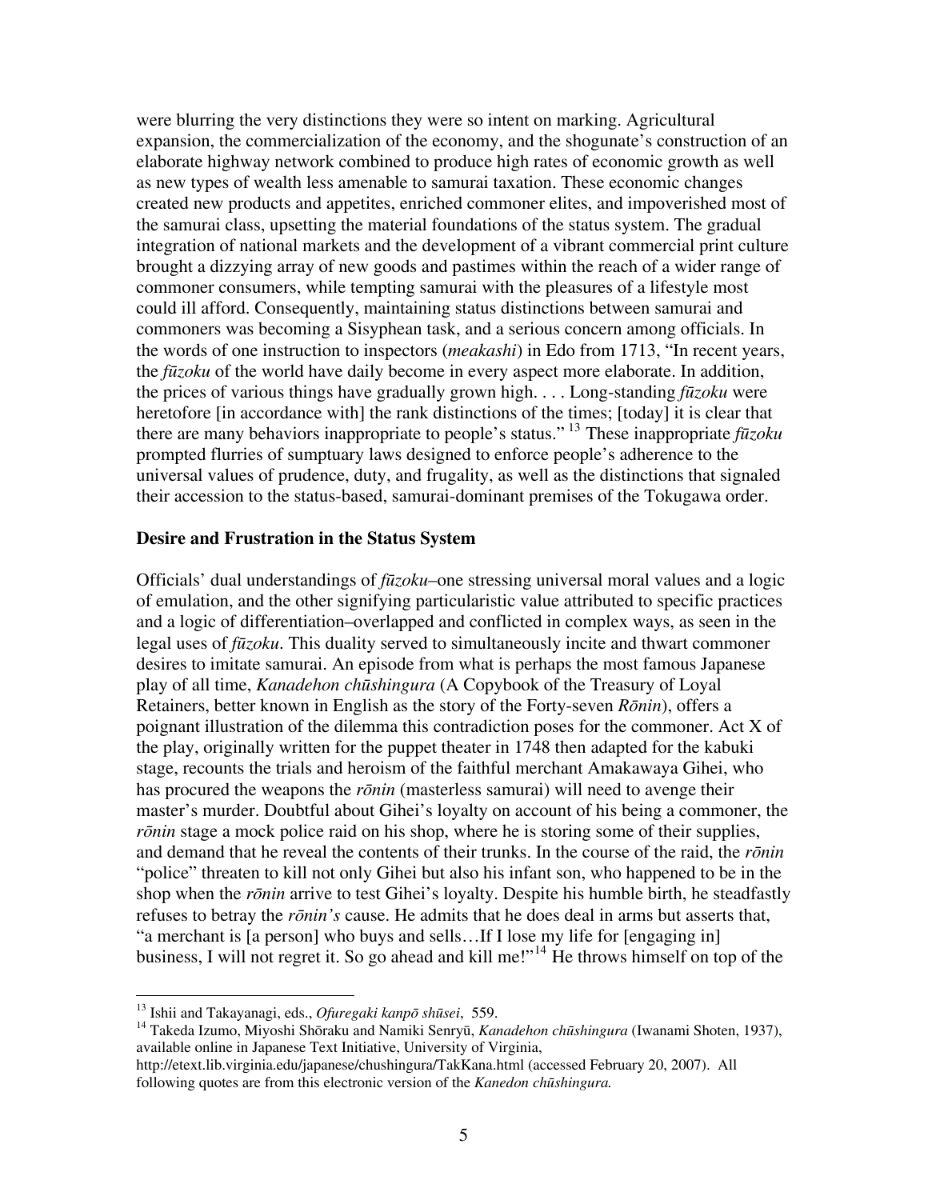were blurring the very distinctions they were so intent on marking. Agricultural expansion, the commercialization of the economy, and the shogunate's construction of an elaborate highway network combined to produce high rates of economic growth as well as new types of wealth less amenable to samurai taxation. These economic changes created new products and appetites, enriched commoner elites, and impoverished most of the samurai class, upsetting the material foundations of the status system. The gradual integration of national markets and the development of a vibrant commercial print culture brought a dizzying array of new goods and pastimes within the reach of a wider range of commoner consumers, while tempting samurai with the pleasures of a lifestyle most could ill afford. Consequently, maintaining status distinctions between samurai and commoners was becoming a Sisyphean task, and a serious concern among officials. In the words of one instruction to inspectors (*meakashi*) in Edo from 1713, "In recent years, the *fūzoku* of the world have daily become in every aspect more elaborate. In addition, the prices of various things have gradually grown high. . . . Long-standing *fūzoku* were heretofore [in accordance with] the rank distinctions of the times; [today] it is clear that there are many behaviors inappropriate to people's status."[13] These inappropriate *fūzoku* prompted flurries of sumptuary laws designed to enforce people's adherence to the universal values of prudence, duty, and frugality, as well as the distinctions that signaled their accession to the status-based, samurai-dominant premises of the Tokugawa order.

### Desire and Frustration in the Status System

Officials' dual understandings of *fūzoku*–one stressing universal moral values and a logic of emulation, and the other signifying particularistic value attributed to specific practices and a logic of differentiation–overlapped and conflicted in complex ways, as seen in the legal uses of *fūzoku*. This duality served to simultaneously incite and thwart commoner desires to imitate samurai. An episode from what is perhaps the most famous Japanese play of all time, *Kanadehon chūshingura* (A Copybook of the Treasury of Loyal Retainers, better known in English as the story of the Forty-seven *Rōnin*), offers a poignant illustration of the dilemma this contradiction poses for the commoner. Act X of the play, originally written for the puppet theater in 1748 then adapted for the kabuki stage, recounts the trials and heroism of the faithful merchant Amakawaya Gihei, who has procured the weapons the *rōnin* (masterless samurai) will need to avenge their master's murder. Doubtful about Gihei's loyalty on account of his being a commoner, the *rōnin* stage a mock police raid on his shop, where he is storing some of their supplies, and demand that he reveal the contents of their trunks. In the course of the raid, the *rōnin* "police" threaten to kill not only Gihei but also his infant son, who happened to be in the shop when the *rōnin* arrive to test Gihei's loyalty. Despite his humble birth, he steadfastly refuses to betray the *rōnin's* cause. He admits that he does deal in arms but asserts that, "a merchant is [a person] who buys and sells…If I lose my life for [engaging in] business, I will not regret it. So go ahead and kill me!"[14] He throws himself on top of the

---

[13] Ishii and Takayanagi, eds., *Ofuregaki kanpō shūsei*, 559.

[14] Takeda Izumo, Miyoshi Shōraku and Namiki Senryū, *Kanadehon chūshingura* (Iwanami Shoten, 1937), available online in Japanese Text Initiative, University of Virginia, http://etext.lib.virginia.edu/japanese/chushingura/TakKana.html (accessed February 20, 2007). All following quotes are from this electronic version of the *Kanedon chūshingura.*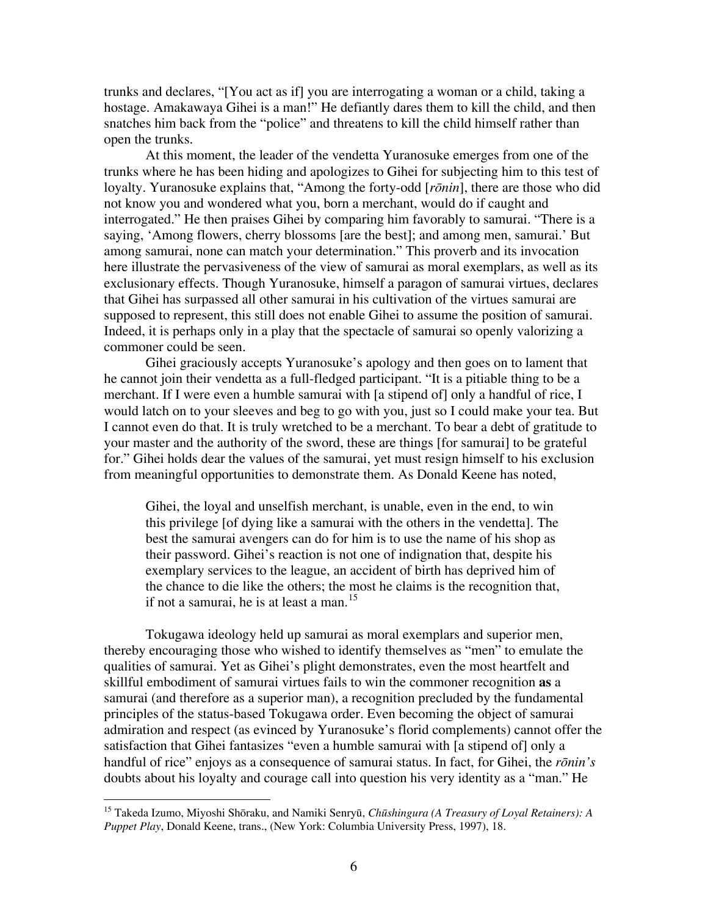trunks and declares, "[You act as if] you are interrogating a woman or a child, taking a hostage. Amakawaya Gihei is a man!" He defiantly dares them to kill the child, and then snatches him back from the "police" and threatens to kill the child himself rather than open the trunks.

At this moment, the leader of the vendetta Yuranosuke emerges from one of the trunks where he has been hiding and apologizes to Gihei for subjecting him to this test of loyalty. Yuranosuke explains that, "Among the forty-odd [*rōnin*], there are those who did not know you and wondered what you, born a merchant, would do if caught and interrogated." He then praises Gihei by comparing him favorably to samurai. "There is a saying, 'Among flowers, cherry blossoms [are the best]; and among men, samurai.' But among samurai, none can match your determination." This proverb and its invocation here illustrate the pervasiveness of the view of samurai as moral exemplars, as well as its exclusionary effects. Though Yuranosuke, himself a paragon of samurai virtues, declares that Gihei has surpassed all other samurai in his cultivation of the virtues samurai are supposed to represent, this still does not enable Gihei to assume the position of samurai. Indeed, it is perhaps only in a play that the spectacle of samurai so openly valorizing a commoner could be seen.

Gihei graciously accepts Yuranosuke's apology and then goes on to lament that he cannot join their vendetta as a full-fledged participant. "It is a pitiable thing to be a merchant. If I were even a humble samurai with [a stipend of] only a handful of rice, I would latch on to your sleeves and beg to go with you, just so I could make your tea. But I cannot even do that. It is truly wretched to be a merchant. To bear a debt of gratitude to your master and the authority of the sword, these are things [for samurai] to be grateful for." Gihei holds dear the values of the samurai, yet must resign himself to his exclusion from meaningful opportunities to demonstrate them. As Donald Keene has noted,

> Gihei, the loyal and unselfish merchant, is unable, even in the end, to win this privilege [of dying like a samurai with the others in the vendetta]. The best the samurai avengers can do for him is to use the name of his shop as their password. Gihei's reaction is not one of indignation that, despite his exemplary services to the league, an accident of birth has deprived him of the chance to die like the others; the most he claims is the recognition that, if not a samurai, he is at least a man.[15]

Tokugawa ideology held up samurai as moral exemplars and superior men, thereby encouraging those who wished to identify themselves as "men" to emulate the qualities of samurai. Yet as Gihei's plight demonstrates, even the most heartfelt and skillful embodiment of samurai virtues fails to win the commoner recognition **as** a samurai (and therefore as a superior man), a recognition precluded by the fundamental principles of the status-based Tokugawa order. Even becoming the object of samurai admiration and respect (as evinced by Yuranosuke's florid complements) cannot offer the satisfaction that Gihei fantasizes "even a humble samurai with [a stipend of] only a handful of rice" enjoys as a consequence of samurai status. In fact, for Gihei, the *rōnin's* doubts about his loyalty and courage call into question his very identity as a "man." He

---

[15] Takeda Izumo, Miyoshi Shōraku, and Namiki Senryū, *Chūshingura (A Treasury of Loyal Retainers): A Puppet Play*, Donald Keene, trans., (New York: Columbia University Press, 1997), 18.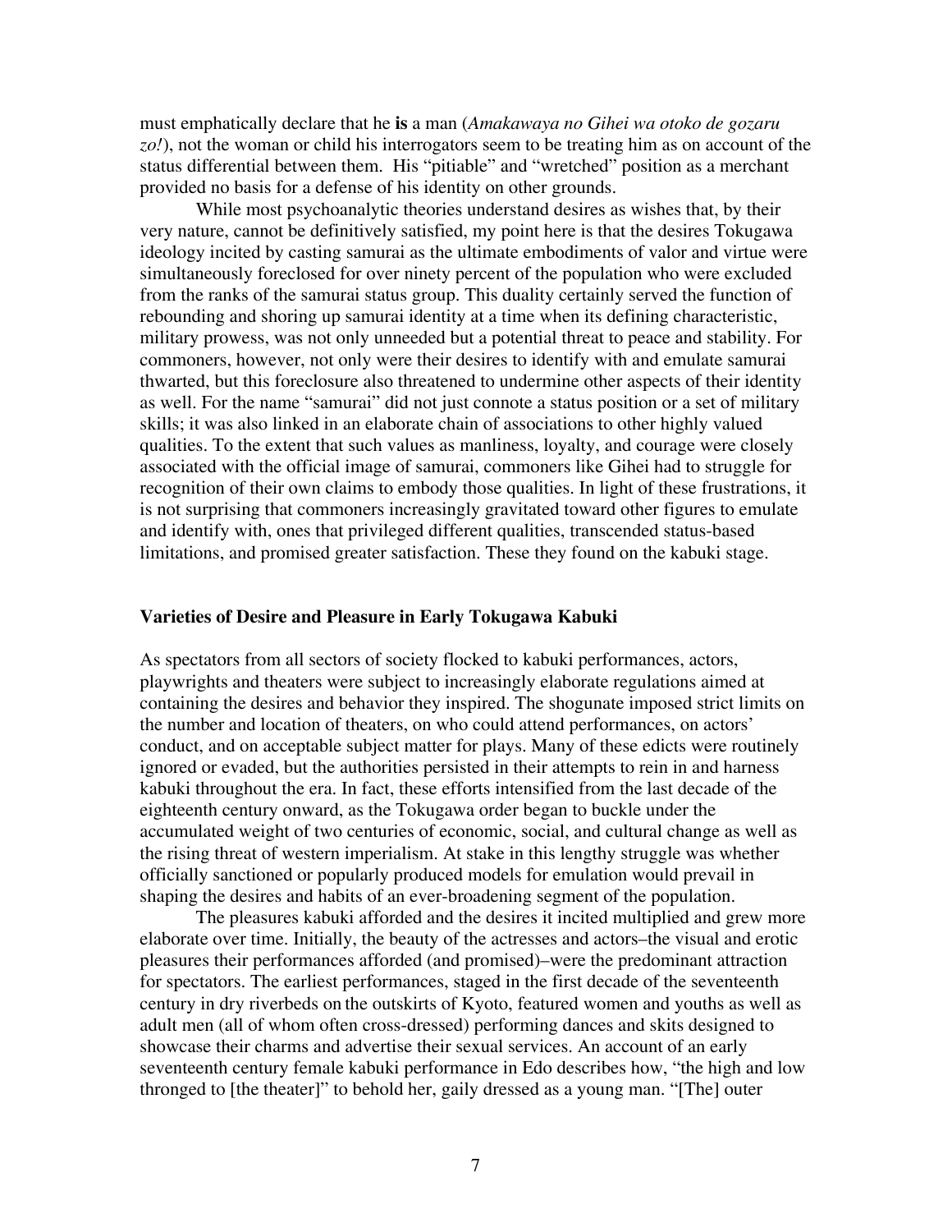must emphatically declare that he **is** a man (*Amakawaya no Gihei wa otoko de gozaru zo!*), not the woman or child his interrogators seem to be treating him as on account of the status differential between them. His "pitiable" and "wretched" position as a merchant provided no basis for a defense of his identity on other grounds.

While most psychoanalytic theories understand desires as wishes that, by their very nature, cannot be definitively satisfied, my point here is that the desires Tokugawa ideology incited by casting samurai as the ultimate embodiments of valor and virtue were simultaneously foreclosed for over ninety percent of the population who were excluded from the ranks of the samurai status group. This duality certainly served the function of rebounding and shoring up samurai identity at a time when its defining characteristic, military prowess, was not only unneeded but a potential threat to peace and stability. For commoners, however, not only were their desires to identify with and emulate samurai thwarted, but this foreclosure also threatened to undermine other aspects of their identity as well. For the name "samurai" did not just connote a status position or a set of military skills; it was also linked in an elaborate chain of associations to other highly valued qualities. To the extent that such values as manliness, loyalty, and courage were closely associated with the official image of samurai, commoners like Gihei had to struggle for recognition of their own claims to embody those qualities. In light of these frustrations, it is not surprising that commoners increasingly gravitated toward other figures to emulate and identify with, ones that privileged different qualities, transcended status-based limitations, and promised greater satisfaction. These they found on the kabuki stage.

## Varieties of Desire and Pleasure in Early Tokugawa Kabuki

As spectators from all sectors of society flocked to kabuki performances, actors, playwrights and theaters were subject to increasingly elaborate regulations aimed at containing the desires and behavior they inspired. The shogunate imposed strict limits on the number and location of theaters, on who could attend performances, on actors' conduct, and on acceptable subject matter for plays. Many of these edicts were routinely ignored or evaded, but the authorities persisted in their attempts to rein in and harness kabuki throughout the era. In fact, these efforts intensified from the last decade of the eighteenth century onward, as the Tokugawa order began to buckle under the accumulated weight of two centuries of economic, social, and cultural change as well as the rising threat of western imperialism. At stake in this lengthy struggle was whether officially sanctioned or popularly produced models for emulation would prevail in shaping the desires and habits of an ever-broadening segment of the population.

The pleasures kabuki afforded and the desires it incited multiplied and grew more elaborate over time. Initially, the beauty of the actresses and actors–the visual and erotic pleasures their performances afforded (and promised)–were the predominant attraction for spectators. The earliest performances, staged in the first decade of the seventeenth century in dry riverbeds on the outskirts of Kyoto, featured women and youths as well as adult men (all of whom often cross-dressed) performing dances and skits designed to showcase their charms and advertise their sexual services. An account of an early seventeenth century female kabuki performance in Edo describes how, "the high and low thronged to [the theater]" to behold her, gaily dressed as a young man. "[The] outer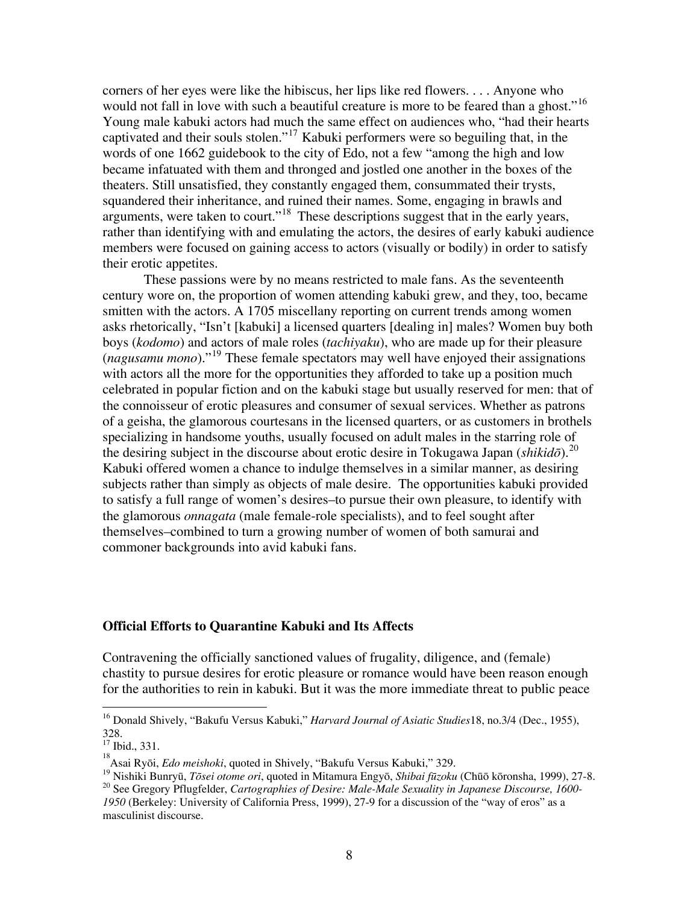corners of her eyes were like the hibiscus, her lips like red flowers. . . . Anyone who would not fall in love with such a beautiful creature is more to be feared than a ghost."[16] Young male kabuki actors had much the same effect on audiences who, "had their hearts captivated and their souls stolen."[17] Kabuki performers were so beguiling that, in the words of one 1662 guidebook to the city of Edo, not a few "among the high and low became infatuated with them and thronged and jostled one another in the boxes of the theaters. Still unsatisfied, they constantly engaged them, consummated their trysts, squandered their inheritance, and ruined their names. Some, engaging in brawls and arguments, were taken to court."[18] These descriptions suggest that in the early years, rather than identifying with and emulating the actors, the desires of early kabuki audience members were focused on gaining access to actors (visually or bodily) in order to satisfy their erotic appetites.

These passions were by no means restricted to male fans. As the seventeenth century wore on, the proportion of women attending kabuki grew, and they, too, became smitten with the actors. A 1705 miscellany reporting on current trends among women asks rhetorically, "Isn't [kabuki] a licensed quarters [dealing in] males? Women buy both boys (*kodomo*) and actors of male roles (*tachiyaku*), who are made up for their pleasure (*nagusamu mono*)."[19] These female spectators may well have enjoyed their assignations with actors all the more for the opportunities they afforded to take up a position much celebrated in popular fiction and on the kabuki stage but usually reserved for men: that of the connoisseur of erotic pleasures and consumer of sexual services. Whether as patrons of a geisha, the glamorous courtesans in the licensed quarters, or as customers in brothels specializing in handsome youths, usually focused on adult males in the starring role of the desiring subject in the discourse about erotic desire in Tokugawa Japan (*shikidō*).[20] Kabuki offered women a chance to indulge themselves in a similar manner, as desiring subjects rather than simply as objects of male desire. The opportunities kabuki provided to satisfy a full range of women's desires–to pursue their own pleasure, to identify with the glamorous *onnagata* (male female-role specialists), and to feel sought after themselves–combined to turn a growing number of women of both samurai and commoner backgrounds into avid kabuki fans.

**Official Efforts to Quarantine Kabuki and Its Affects**

Contravening the officially sanctioned values of frugality, diligence, and (female) chastity to pursue desires for erotic pleasure or romance would have been reason enough for the authorities to rein in kabuki. But it was the more immediate threat to public peace

---

[16] Donald Shively, "Bakufu Versus Kabuki," *Harvard Journal of Asiatic Studies*18, no.3/4 (Dec., 1955), 328.

[17] Ibid., 331.

[18] Asai Ryōi, *Edo meishoki*, quoted in Shively, "Bakufu Versus Kabuki," 329.

[19] Nishiki Bunryū, *Tōsei otome ori*, quoted in Mitamura Engyō, *Shibai fūzoku* (Chūō kōronsha, 1999), 27-8.

[20] See Gregory Pflugfelder, *Cartographies of Desire: Male-Male Sexuality in Japanese Discourse, 1600-1950* (Berkeley: University of California Press, 1999), 27-9 for a discussion of the "way of eros" as a masculinist discourse.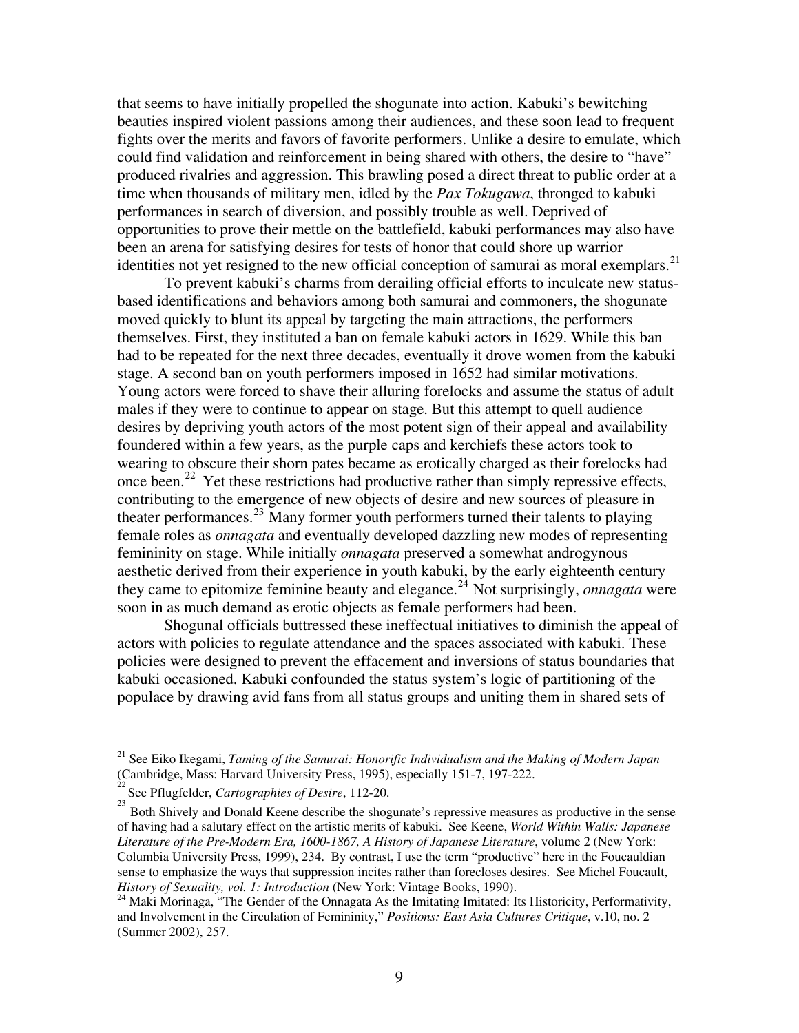that seems to have initially propelled the shogunate into action. Kabuki's bewitching beauties inspired violent passions among their audiences, and these soon lead to frequent fights over the merits and favors of favorite performers. Unlike a desire to emulate, which could find validation and reinforcement in being shared with others, the desire to "have" produced rivalries and aggression. This brawling posed a direct threat to public order at a time when thousands of military men, idled by the *Pax Tokugawa*, thronged to kabuki performances in search of diversion, and possibly trouble as well. Deprived of opportunities to prove their mettle on the battlefield, kabuki performances may also have been an arena for satisfying desires for tests of honor that could shore up warrior identities not yet resigned to the new official conception of samurai as moral exemplars.[21]

To prevent kabuki's charms from derailing official efforts to inculcate new status-based identifications and behaviors among both samurai and commoners, the shogunate moved quickly to blunt its appeal by targeting the main attractions, the performers themselves. First, they instituted a ban on female kabuki actors in 1629. While this ban had to be repeated for the next three decades, eventually it drove women from the kabuki stage. A second ban on youth performers imposed in 1652 had similar motivations. Young actors were forced to shave their alluring forelocks and assume the status of adult males if they were to continue to appear on stage. But this attempt to quell audience desires by depriving youth actors of the most potent sign of their appeal and availability foundered within a few years, as the purple caps and kerchiefs these actors took to wearing to obscure their shorn pates became as erotically charged as their forelocks had once been.[22] Yet these restrictions had productive rather than simply repressive effects, contributing to the emergence of new objects of desire and new sources of pleasure in theater performances.[23] Many former youth performers turned their talents to playing female roles as *onnagata* and eventually developed dazzling new modes of representing femininity on stage. While initially *onnagata* preserved a somewhat androgynous aesthetic derived from their experience in youth kabuki, by the early eighteenth century they came to epitomize feminine beauty and elegance.[24] Not surprisingly, *onnagata* were soon in as much demand as erotic objects as female performers had been.

Shogunal officials buttressed these ineffectual initiatives to diminish the appeal of actors with policies to regulate attendance and the spaces associated with kabuki. These policies were designed to prevent the effacement and inversions of status boundaries that kabuki occasioned. Kabuki confounded the status system's logic of partitioning of the populace by drawing avid fans from all status groups and uniting them in shared sets of

---

[21] See Eiko Ikegami, *Taming of the Samurai: Honorific Individualism and the Making of Modern Japan* (Cambridge, Mass: Harvard University Press, 1995), especially 151-7, 197-222.

[22] See Pflugfelder, *Cartographies of Desire*, 112-20.

[23] Both Shively and Donald Keene describe the shogunate's repressive measures as productive in the sense of having had a salutary effect on the artistic merits of kabuki. See Keene, *World Within Walls: Japanese Literature of the Pre-Modern Era, 1600-1867, A History of Japanese Literature*, volume 2 (New York: Columbia University Press, 1999), 234. By contrast, I use the term "productive" here in the Foucauldian sense to emphasize the ways that suppression incites rather than forecloses desires. See Michel Foucault, *History of Sexuality, vol. 1: Introduction* (New York: Vintage Books, 1990).

[24] Maki Morinaga, "The Gender of the Onnagata As the Imitating Imitated: Its Historicity, Performativity, and Involvement in the Circulation of Femininity," *Positions: East Asia Cultures Critique*, v.10, no. 2 (Summer 2002), 257.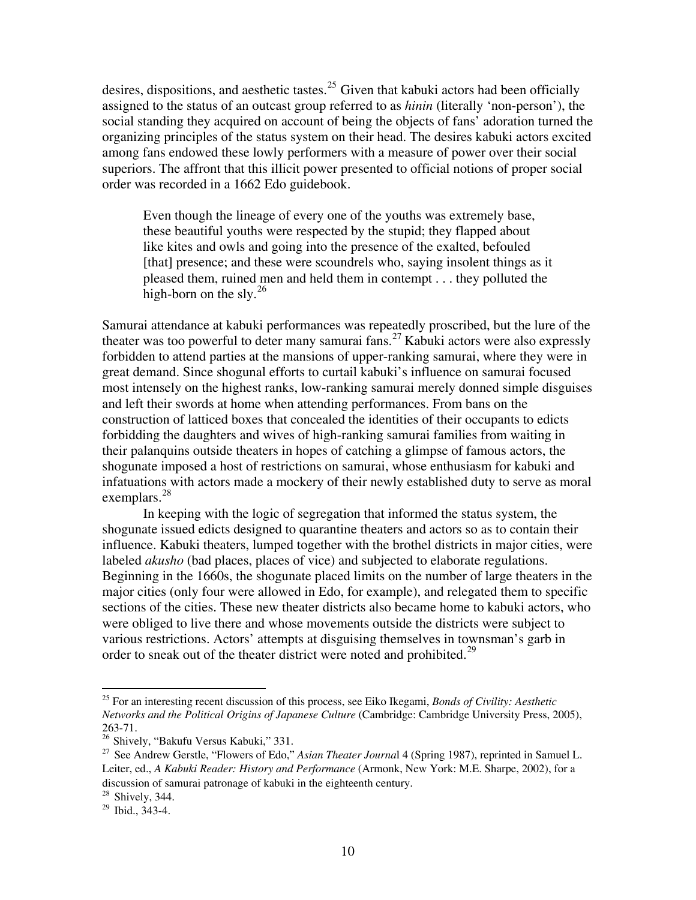desires, dispositions, and aesthetic tastes.[25] Given that kabuki actors had been officially assigned to the status of an outcast group referred to as *hinin* (literally 'non-person'), the social standing they acquired on account of being the objects of fans' adoration turned the organizing principles of the status system on their head. The desires kabuki actors excited among fans endowed these lowly performers with a measure of power over their social superiors. The affront that this illicit power presented to official notions of proper social order was recorded in a 1662 Edo guidebook.

> Even though the lineage of every one of the youths was extremely base, these beautiful youths were respected by the stupid; they flapped about like kites and owls and going into the presence of the exalted, befouled [that] presence; and these were scoundrels who, saying insolent things as it pleased them, ruined men and held them in contempt . . . they polluted the high-born on the sly.[26]

Samurai attendance at kabuki performances was repeatedly proscribed, but the lure of the theater was too powerful to deter many samurai fans.[27] Kabuki actors were also expressly forbidden to attend parties at the mansions of upper-ranking samurai, where they were in great demand. Since shogunal efforts to curtail kabuki's influence on samurai focused most intensely on the highest ranks, low-ranking samurai merely donned simple disguises and left their swords at home when attending performances. From bans on the construction of latticed boxes that concealed the identities of their occupants to edicts forbidding the daughters and wives of high-ranking samurai families from waiting in their palanquins outside theaters in hopes of catching a glimpse of famous actors, the shogunate imposed a host of restrictions on samurai, whose enthusiasm for kabuki and infatuations with actors made a mockery of their newly established duty to serve as moral exemplars.[28]

In keeping with the logic of segregation that informed the status system, the shogunate issued edicts designed to quarantine theaters and actors so as to contain their influence. Kabuki theaters, lumped together with the brothel districts in major cities, were labeled *akusho* (bad places, places of vice) and subjected to elaborate regulations. Beginning in the 1660s, the shogunate placed limits on the number of large theaters in the major cities (only four were allowed in Edo, for example), and relegated them to specific sections of the cities. These new theater districts also became home to kabuki actors, who were obliged to live there and whose movements outside the districts were subject to various restrictions. Actors' attempts at disguising themselves in townsman's garb in order to sneak out of the theater district were noted and prohibited.[29]

---

[25] For an interesting recent discussion of this process, see Eiko Ikegami, *Bonds of Civility: Aesthetic Networks and the Political Origins of Japanese Culture* (Cambridge: Cambridge University Press, 2005), 263-71.

[26] Shively, "Bakufu Versus Kabuki," 331.

[27] See Andrew Gerstle, "Flowers of Edo," *Asian Theater Journal* 4 (Spring 1987), reprinted in Samuel L. Leiter, ed., *A Kabuki Reader: History and Performance* (Armonk, New York: M.E. Sharpe, 2002), for a discussion of samurai patronage of kabuki in the eighteenth century.

[28] Shively, 344.

[29] Ibid., 343-4.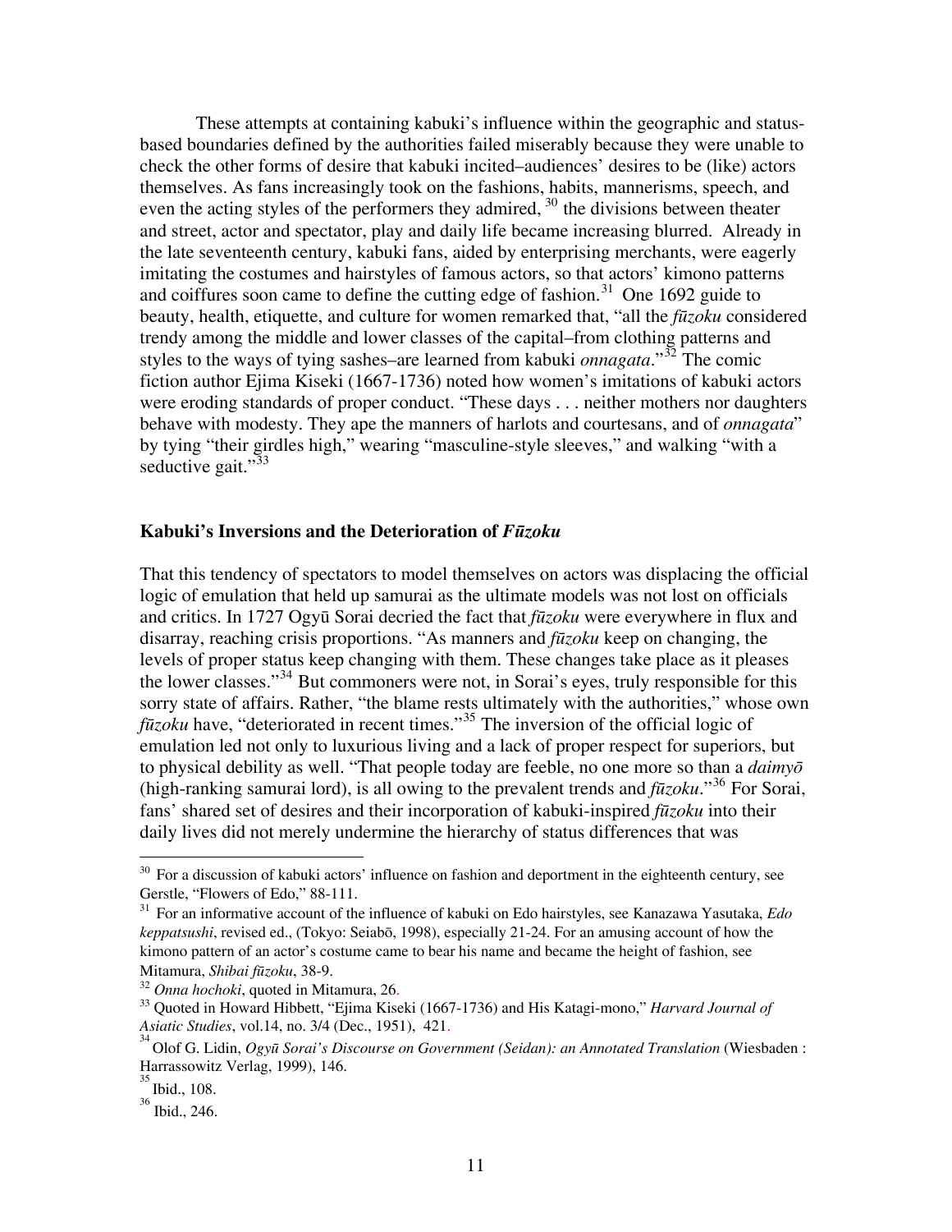These attempts at containing kabuki's influence within the geographic and status-based boundaries defined by the authorities failed miserably because they were unable to check the other forms of desire that kabuki incited–audiences' desires to be (like) actors themselves. As fans increasingly took on the fashions, habits, mannerisms, speech, and even the acting styles of the performers they admired, [30] the divisions between theater and street, actor and spectator, play and daily life became increasing blurred. Already in the late seventeenth century, kabuki fans, aided by enterprising merchants, were eagerly imitating the costumes and hairstyles of famous actors, so that actors' kimono patterns and coiffures soon came to define the cutting edge of fashion.[31] One 1692 guide to beauty, health, etiquette, and culture for women remarked that, "all the *fūzoku* considered trendy among the middle and lower classes of the capital–from clothing patterns and styles to the ways of tying sashes–are learned from kabuki *onnagata*."[32] The comic fiction author Ejima Kiseki (1667-1736) noted how women's imitations of kabuki actors were eroding standards of proper conduct. "These days . . . neither mothers nor daughters behave with modesty. They ape the manners of harlots and courtesans, and of *onnagata*" by tying "their girdles high," wearing "masculine-style sleeves," and walking "with a seductive gait."[33]

### Kabuki's Inversions and the Deterioration of *Fūzoku*

That this tendency of spectators to model themselves on actors was displacing the official logic of emulation that held up samurai as the ultimate models was not lost on officials and critics. In 1727 Ogyū Sorai decried the fact that *fūzoku* were everywhere in flux and disarray, reaching crisis proportions. "As manners and *fūzoku* keep on changing, the levels of proper status keep changing with them. These changes take place as it pleases the lower classes."[34] But commoners were not, in Sorai's eyes, truly responsible for this sorry state of affairs. Rather, "the blame rests ultimately with the authorities," whose own *fūzoku* have, "deteriorated in recent times."[35] The inversion of the official logic of emulation led not only to luxurious living and a lack of proper respect for superiors, but to physical debility as well. "That people today are feeble, no one more so than a *daimyō* (high-ranking samurai lord), is all owing to the prevalent trends and *fūzoku*."[36] For Sorai, fans' shared set of desires and their incorporation of kabuki-inspired *fūzoku* into their daily lives did not merely undermine the hierarchy of status differences that was

---

[30] For a discussion of kabuki actors' influence on fashion and deportment in the eighteenth century, see Gerstle, "Flowers of Edo," 88-111.

[31] For an informative account of the influence of kabuki on Edo hairstyles, see Kanazawa Yasutaka, *Edo keppatsushi*, revised ed., (Tokyo: Seiabō, 1998), especially 21-24. For an amusing account of how the kimono pattern of an actor's costume came to bear his name and became the height of fashion, see Mitamura, *Shibai fūzoku*, 38-9.

[32] *Onna hochoki*, quoted in Mitamura, 26.

[33] Quoted in Howard Hibbett, "Ejima Kiseki (1667-1736) and His Katagi-mono," *Harvard Journal of Asiatic Studies*, vol.14, no. 3/4 (Dec., 1951), 421.

[34] Olof G. Lidin, *Ogyū Sorai's Discourse on Government (Seidan): an Annotated Translation* (Wiesbaden : Harrassowitz Verlag, 1999), 146.

[35] Ibid., 108.

[36] Ibid., 246.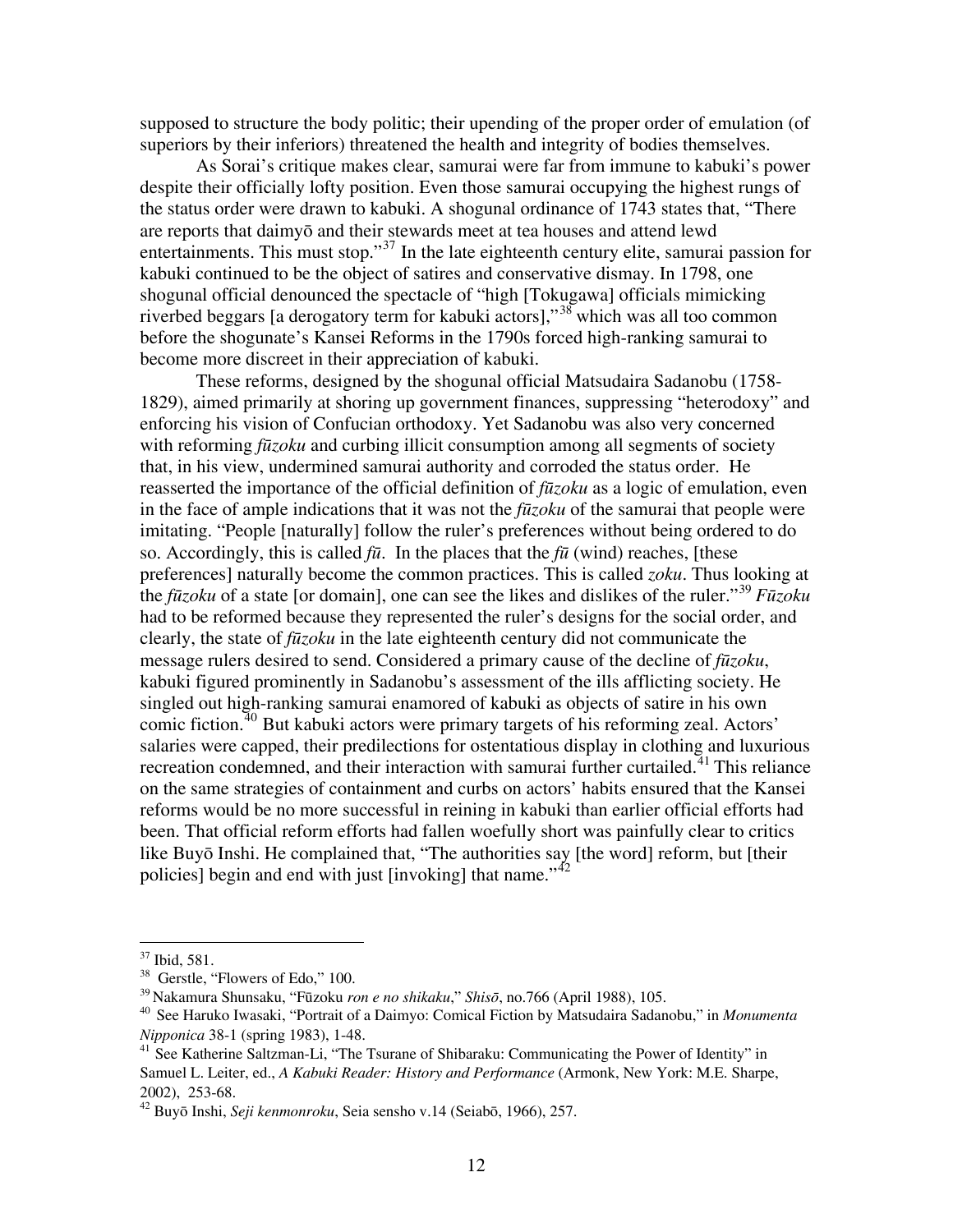supposed to structure the body politic; their upending of the proper order of emulation (of superiors by their inferiors) threatened the health and integrity of bodies themselves.

As Sorai's critique makes clear, samurai were far from immune to kabuki's power despite their officially lofty position. Even those samurai occupying the highest rungs of the status order were drawn to kabuki. A shogunal ordinance of 1743 states that, "There are reports that daimyō and their stewards meet at tea houses and attend lewd entertainments. This must stop."[37] In the late eighteenth century elite, samurai passion for kabuki continued to be the object of satires and conservative dismay. In 1798, one shogunal official denounced the spectacle of "high [Tokugawa] officials mimicking riverbed beggars [a derogatory term for kabuki actors],"[38] which was all too common before the shogunate's Kansei Reforms in the 1790s forced high-ranking samurai to become more discreet in their appreciation of kabuki.

These reforms, designed by the shogunal official Matsudaira Sadanobu (1758-1829), aimed primarily at shoring up government finances, suppressing "heterodoxy" and enforcing his vision of Confucian orthodoxy. Yet Sadanobu was also very concerned with reforming *fūzoku* and curbing illicit consumption among all segments of society that, in his view, undermined samurai authority and corroded the status order. He reasserted the importance of the official definition of *fūzoku* as a logic of emulation, even in the face of ample indications that it was not the *fūzoku* of the samurai that people were imitating. "People [naturally] follow the ruler's preferences without being ordered to do so. Accordingly, this is called *fū*. In the places that the *fū* (wind) reaches, [these preferences] naturally become the common practices. This is called *zoku*. Thus looking at the *fūzoku* of a state [or domain], one can see the likes and dislikes of the ruler."[39] *Fūzoku* had to be reformed because they represented the ruler's designs for the social order, and clearly, the state of *fūzoku* in the late eighteenth century did not communicate the message rulers desired to send. Considered a primary cause of the decline of *fūzoku*, kabuki figured prominently in Sadanobu's assessment of the ills afflicting society. He singled out high-ranking samurai enamored of kabuki as objects of satire in his own comic fiction.[40] But kabuki actors were primary targets of his reforming zeal. Actors' salaries were capped, their predilections for ostentatious display in clothing and luxurious recreation condemned, and their interaction with samurai further curtailed.[41] This reliance on the same strategies of containment and curbs on actors' habits ensured that the Kansei reforms would be no more successful in reining in kabuki than earlier official efforts had been. That official reform efforts had fallen woefully short was painfully clear to critics like Buyō Inshi. He complained that, "The authorities say [the word] reform, but [their policies] begin and end with just [invoking] that name."[42]

---

[37] Ibid, 581.

[38] Gerstle, "Flowers of Edo," 100.

[39] Nakamura Shunsaku, "Fūzoku *ron e no shikaku*," *Shisō*, no.766 (April 1988), 105.

[40] See Haruko Iwasaki, "Portrait of a Daimyo: Comical Fiction by Matsudaira Sadanobu," in *Monumenta Nipponica* 38-1 (spring 1983), 1-48.

[41] See Katherine Saltzman-Li, "The Tsurane of Shibaraku: Communicating the Power of Identity" in Samuel L. Leiter, ed., *A Kabuki Reader: History and Performance* (Armonk, New York: M.E. Sharpe, 2002), 253-68.

[42] Buyō Inshi, *Seji kenmonroku*, Seia sensho v.14 (Seiabō, 1966), 257.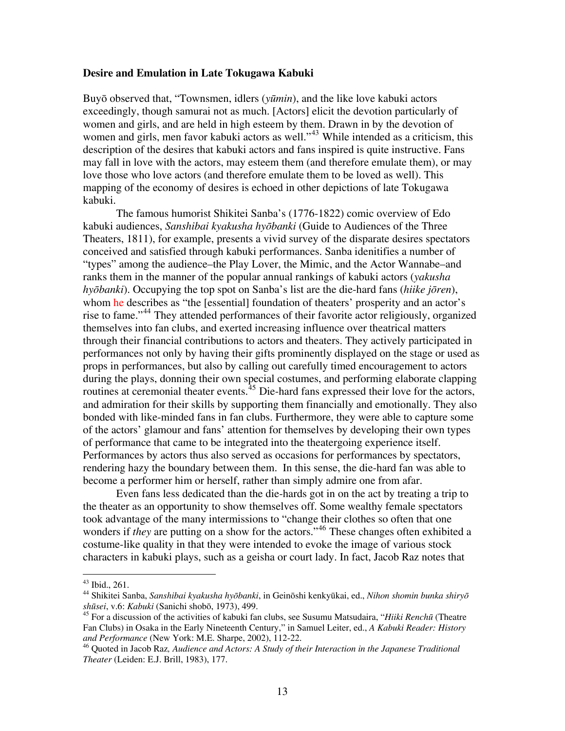### Desire and Emulation in Late Tokugawa Kabuki

Buyō observed that, "Townsmen, idlers (*yūmin*), and the like love kabuki actors exceedingly, though samurai not as much. [Actors] elicit the devotion particularly of women and girls, and are held in high esteem by them. Drawn in by the devotion of women and girls, men favor kabuki actors as well."[43] While intended as a criticism, this description of the desires that kabuki actors and fans inspired is quite instructive. Fans may fall in love with the actors, may esteem them (and therefore emulate them), or may love those who love actors (and therefore emulate them to be loved as well). This mapping of the economy of desires is echoed in other depictions of late Tokugawa kabuki.

The famous humorist Shikitei Sanba's (1776-1822) comic overview of Edo kabuki audiences, *Sanshibai kyakusha hyōbanki* (Guide to Audiences of the Three Theaters, 1811), for example, presents a vivid survey of the disparate desires spectators conceived and satisfied through kabuki performances. Sanba idenitifies a number of "types" among the audience–the Play Lover, the Mimic, and the Actor Wannabe–and ranks them in the manner of the popular annual rankings of kabuki actors (*yakusha hyōbanki*). Occupying the top spot on Sanba's list are the die-hard fans (*hiike jōren*), whom he describes as "the [essential] foundation of theaters' prosperity and an actor's rise to fame."[44] They attended performances of their favorite actor religiously, organized themselves into fan clubs, and exerted increasing influence over theatrical matters through their financial contributions to actors and theaters. They actively participated in performances not only by having their gifts prominently displayed on the stage or used as props in performances, but also by calling out carefully timed encouragement to actors during the plays, donning their own special costumes, and performing elaborate clapping routines at ceremonial theater events.[45] Die-hard fans expressed their love for the actors, and admiration for their skills by supporting them financially and emotionally. They also bonded with like-minded fans in fan clubs. Furthermore, they were able to capture some of the actors' glamour and fans' attention for themselves by developing their own types of performance that came to be integrated into the theatergoing experience itself. Performances by actors thus also served as occasions for performances by spectators, rendering hazy the boundary between them. In this sense, the die-hard fan was able to become a performer him or herself, rather than simply admire one from afar.

Even fans less dedicated than the die-hards got in on the act by treating a trip to the theater as an opportunity to show themselves off. Some wealthy female spectators took advantage of the many intermissions to "change their clothes so often that one wonders if *they* are putting on a show for the actors."[46] These changes often exhibited a costume-like quality in that they were intended to evoke the image of various stock characters in kabuki plays, such as a geisha or court lady. In fact, Jacob Raz notes that

---

[43] Ibid., 261.

[44] Shikitei Sanba, *Sanshibai kyakusha hyōbanki*, in Geinōshi kenkyūkai, ed., *Nihon shomin bunka shiryō shūsei*, v.6: *Kabuki* (Sanichi shobō, 1973), 499.

[45] For a discussion of the activities of kabuki fan clubs, see Susumu Matsudaira, "*Hiiki Renchū* (Theatre Fan Clubs) in Osaka in the Early Nineteenth Century," in Samuel Leiter, ed., *A Kabuki Reader: History and Performance* (New York: M.E. Sharpe, 2002), 112-22.

[46] Quoted in Jacob Raz*, Audience and Actors: A Study of their Interaction in the Japanese Traditional Theater* (Leiden: E.J. Brill, 1983), 177.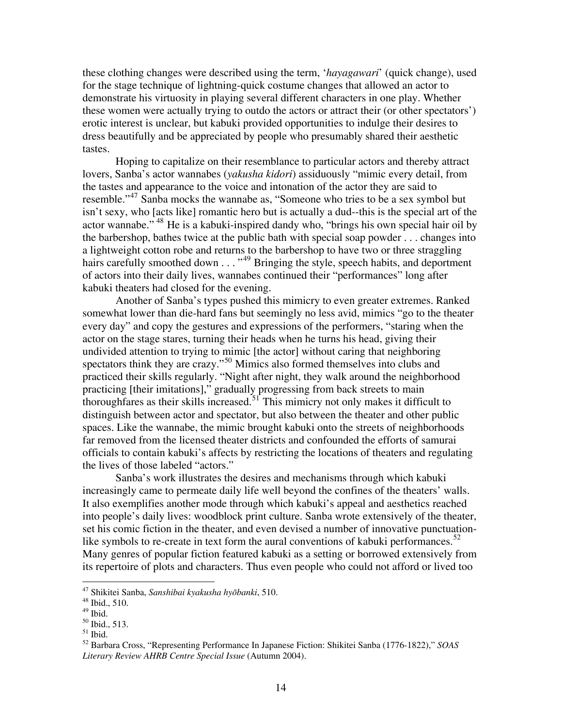these clothing changes were described using the term, '*hayagawari*' (quick change), used for the stage technique of lightning-quick costume changes that allowed an actor to demonstrate his virtuosity in playing several different characters in one play. Whether these women were actually trying to outdo the actors or attract their (or other spectators') erotic interest is unclear, but kabuki provided opportunities to indulge their desires to dress beautifully and be appreciated by people who presumably shared their aesthetic tastes.

Hoping to capitalize on their resemblance to particular actors and thereby attract lovers, Sanba's actor wannabes (*yakusha kidori*) assiduously "mimic every detail, from the tastes and appearance to the voice and intonation of the actor they are said to resemble."[47] Sanba mocks the wannabe as, "Someone who tries to be a sex symbol but isn't sexy, who [acts like] romantic hero but is actually a dud--this is the special art of the actor wannabe."[48] He is a kabuki-inspired dandy who, "brings his own special hair oil by the barbershop, bathes twice at the public bath with special soap powder . . . changes into a lightweight cotton robe and returns to the barbershop to have two or three straggling hairs carefully smoothed down . . . "[49] Bringing the style, speech habits, and deportment of actors into their daily lives, wannabes continued their "performances" long after kabuki theaters had closed for the evening.

Another of Sanba's types pushed this mimicry to even greater extremes. Ranked somewhat lower than die-hard fans but seemingly no less avid, mimics "go to the theater every day" and copy the gestures and expressions of the performers, "staring when the actor on the stage stares, turning their heads when he turns his head, giving their undivided attention to trying to mimic [the actor] without caring that neighboring spectators think they are crazy."[50] Mimics also formed themselves into clubs and practiced their skills regularly. "Night after night, they walk around the neighborhood practicing [their imitations]," gradually progressing from back streets to main thoroughfares as their skills increased.[51] This mimicry not only makes it difficult to distinguish between actor and spectator, but also between the theater and other public spaces. Like the wannabe, the mimic brought kabuki onto the streets of neighborhoods far removed from the licensed theater districts and confounded the efforts of samurai officials to contain kabuki's affects by restricting the locations of theaters and regulating the lives of those labeled "actors."

Sanba's work illustrates the desires and mechanisms through which kabuki increasingly came to permeate daily life well beyond the confines of the theaters' walls. It also exemplifies another mode through which kabuki's appeal and aesthetics reached into people's daily lives: woodblock print culture. Sanba wrote extensively of the theater, set his comic fiction in the theater, and even devised a number of innovative punctuation-like symbols to re-create in text form the aural conventions of kabuki performances.[52] Many genres of popular fiction featured kabuki as a setting or borrowed extensively from its repertoire of plots and characters. Thus even people who could not afford or lived too

---

[47] Shikitei Sanba, *Sanshibai kyakusha hyōbanki*, 510.

[48] Ibid., 510.

[49] Ibid.

[50] Ibid., 513.

[51] Ibid.

[52] Barbara Cross, "Representing Performance In Japanese Fiction: Shikitei Sanba (1776-1822)," *SOAS Literary Review AHRB Centre Special Issue* (Autumn 2004).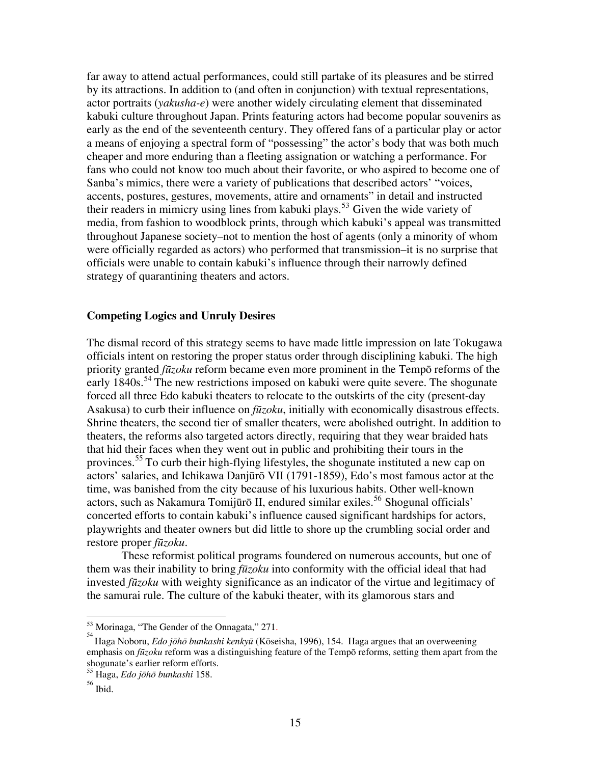far away to attend actual performances, could still partake of its pleasures and be stirred by its attractions. In addition to (and often in conjunction) with textual representations, actor portraits (*yakusha-e*) were another widely circulating element that disseminated kabuki culture throughout Japan. Prints featuring actors had become popular souvenirs as early as the end of the seventeenth century. They offered fans of a particular play or actor a means of enjoying a spectral form of "possessing" the actor's body that was both much cheaper and more enduring than a fleeting assignation or watching a performance. For fans who could not know too much about their favorite, or who aspired to become one of Sanba's mimics, there were a variety of publications that described actors' "voices, accents, postures, gestures, movements, attire and ornaments" in detail and instructed their readers in mimicry using lines from kabuki plays.[53] Given the wide variety of media, from fashion to woodblock prints, through which kabuki's appeal was transmitted throughout Japanese society–not to mention the host of agents (only a minority of whom were officially regarded as actors) who performed that transmission–it is no surprise that officials were unable to contain kabuki's influence through their narrowly defined strategy of quarantining theaters and actors.

**Competing Logics and Unruly Desires**

The dismal record of this strategy seems to have made little impression on late Tokugawa officials intent on restoring the proper status order through disciplining kabuki. The high priority granted *fūzoku* reform became even more prominent in the Tempō reforms of the early 1840s.[54] The new restrictions imposed on kabuki were quite severe. The shogunate forced all three Edo kabuki theaters to relocate to the outskirts of the city (present-day Asakusa) to curb their influence on *fūzoku*, initially with economically disastrous effects. Shrine theaters, the second tier of smaller theaters, were abolished outright. In addition to theaters, the reforms also targeted actors directly, requiring that they wear braided hats that hid their faces when they went out in public and prohibiting their tours in the provinces.[55] To curb their high-flying lifestyles, the shogunate instituted a new cap on actors' salaries, and Ichikawa Danjūrō VII (1791-1859), Edo's most famous actor at the time, was banished from the city because of his luxurious habits. Other well-known actors, such as Nakamura Tomijūrō II, endured similar exiles.[56] Shogunal officials' concerted efforts to contain kabuki's influence caused significant hardships for actors, playwrights and theater owners but did little to shore up the crumbling social order and restore proper *fūzoku*.

These reformist political programs foundered on numerous accounts, but one of them was their inability to bring *fūzoku* into conformity with the official ideal that had invested *fūzoku* with weighty significance as an indicator of the virtue and legitimacy of the samurai rule. The culture of the kabuki theater, with its glamorous stars and

---

[53] Morinaga, "The Gender of the Onnagata," 271.

[54] Haga Noboru, *Edo jōhō bunkashi kenkyū* (Kōseisha, 1996), 154. Haga argues that an overweening emphasis on *fūzoku* reform was a distinguishing feature of the Tempō reforms, setting them apart from the shogunate's earlier reform efforts.

[55] Haga, *Edo jōhō bunkashi* 158.

[56] Ibid.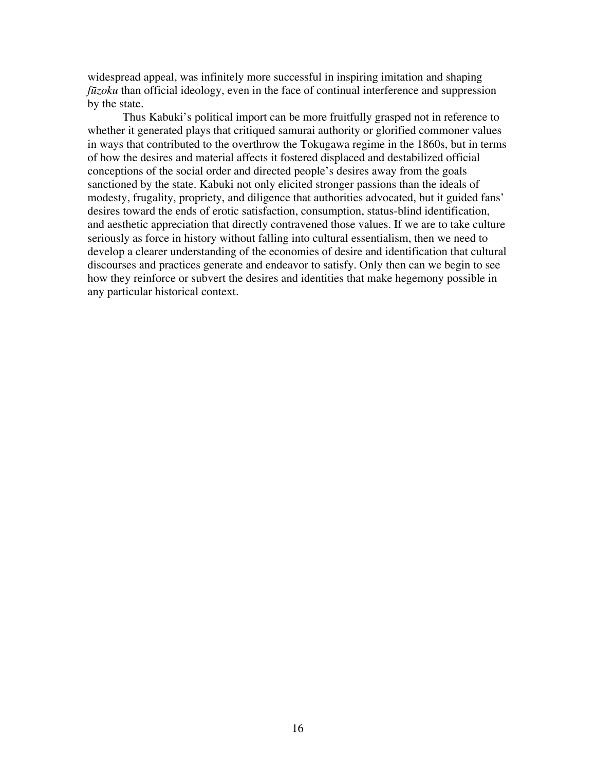widespread appeal, was infinitely more successful in inspiring imitation and shaping *fūzoku* than official ideology, even in the face of continual interference and suppression by the state.

Thus Kabuki's political import can be more fruitfully grasped not in reference to whether it generated plays that critiqued samurai authority or glorified commoner values in ways that contributed to the overthrow the Tokugawa regime in the 1860s, but in terms of how the desires and material affects it fostered displaced and destabilized official conceptions of the social order and directed people's desires away from the goals sanctioned by the state. Kabuki not only elicited stronger passions than the ideals of modesty, frugality, propriety, and diligence that authorities advocated, but it guided fans' desires toward the ends of erotic satisfaction, consumption, status-blind identification, and aesthetic appreciation that directly contravened those values. If we are to take culture seriously as force in history without falling into cultural essentialism, then we need to develop a clearer understanding of the economies of desire and identification that cultural discourses and practices generate and endeavor to satisfy. Only then can we begin to see how they reinforce or subvert the desires and identities that make hegemony possible in any particular historical context.